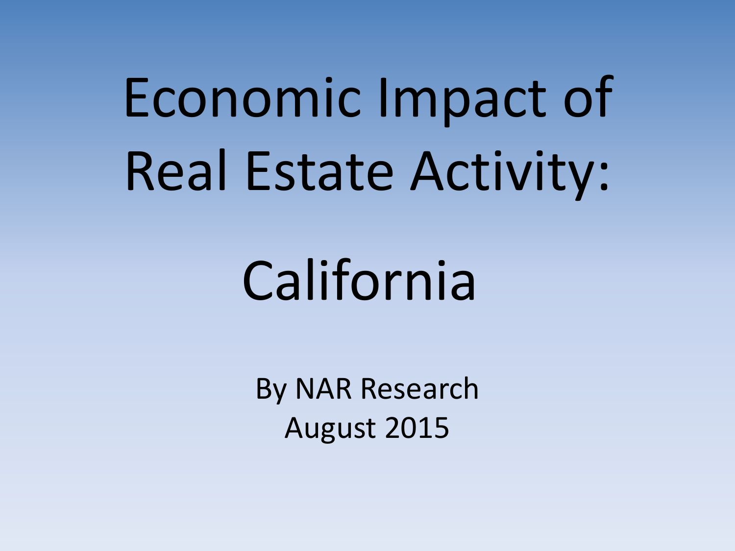# Economic Impact of Real Estate Activity:

# California

By NAR Research
August 2015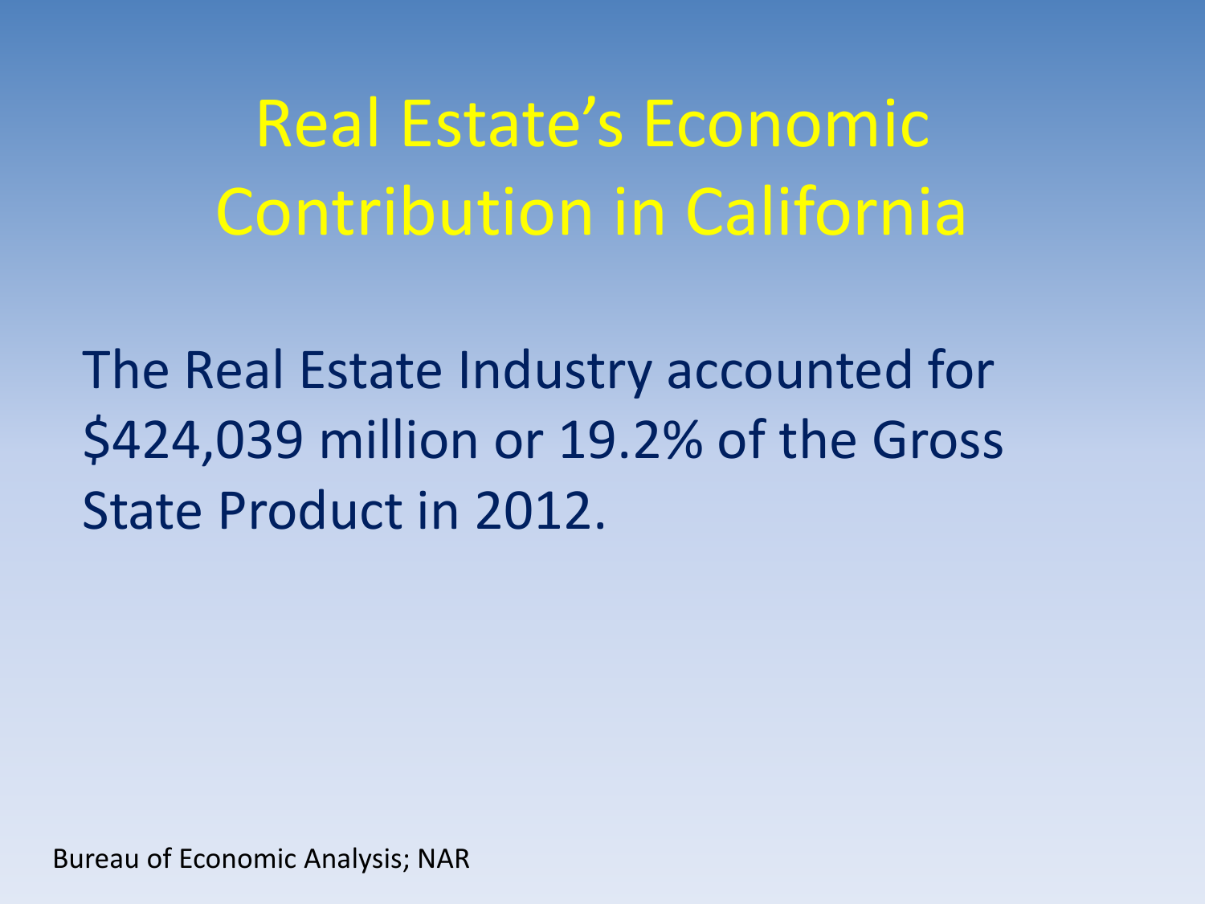# Real Estate's Economic Contribution in California

The Real Estate Industry accounted for $424,039 million or 19.2% of the Gross State Product in 2012.

Bureau of Economic Analysis; NAR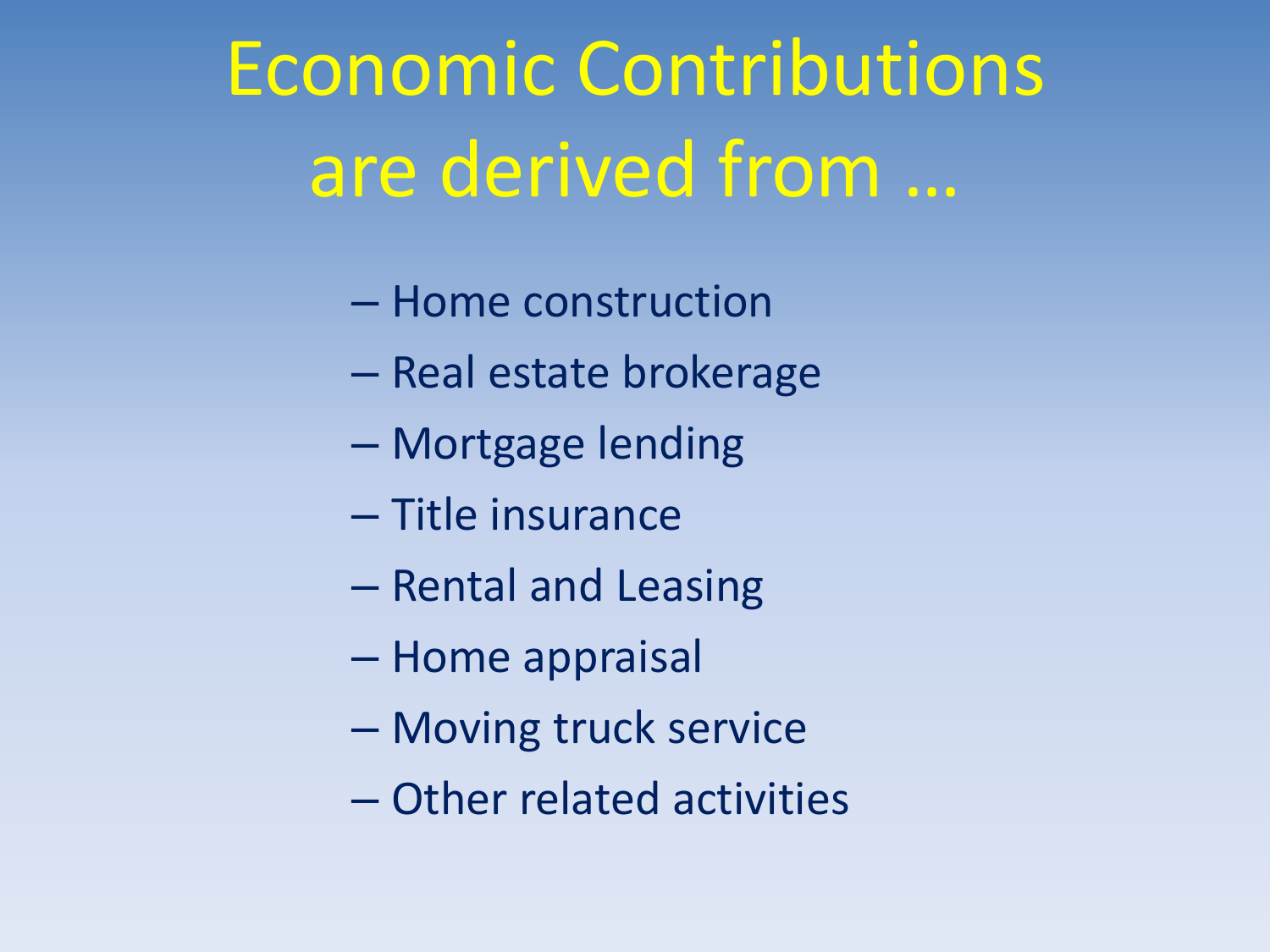# Economic Contributions are derived from …

- Home construction
- Real estate brokerage
- Mortgage lending
- Title insurance
- Rental and Leasing
- Home appraisal
- Moving truck service
- Other related activities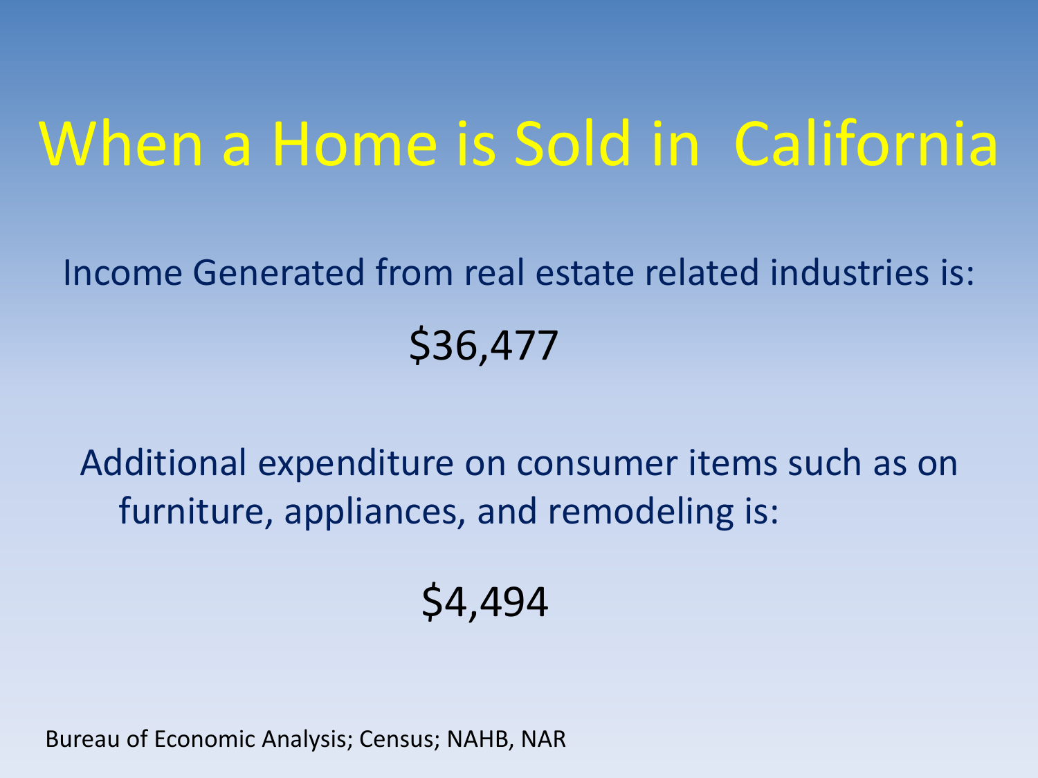# When a Home is Sold in California

Income Generated from real estate related industries is:

$36,477

Additional expenditure on consumer items such as on furniture, appliances, and remodeling is:

$4,494

Bureau of Economic Analysis; Census; NAHB, NAR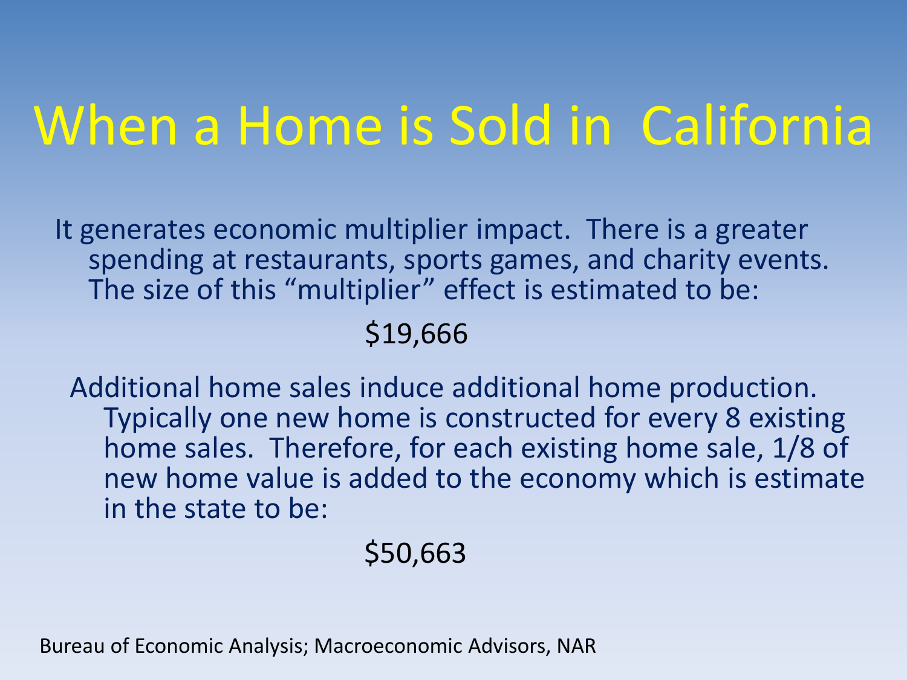# When a Home is Sold in California

It generates economic multiplier impact. There is a greater spending at restaurants, sports games, and charity events. The size of this "multiplier" effect is estimated to be:

$19,666

Additional home sales induce additional home production. Typically one new home is constructed for every 8 existing home sales. Therefore, for each existing home sale, 1/8 of new home value is added to the economy which is estimate in the state to be:

$50,663

Bureau of Economic Analysis; Macroeconomic Advisors, NAR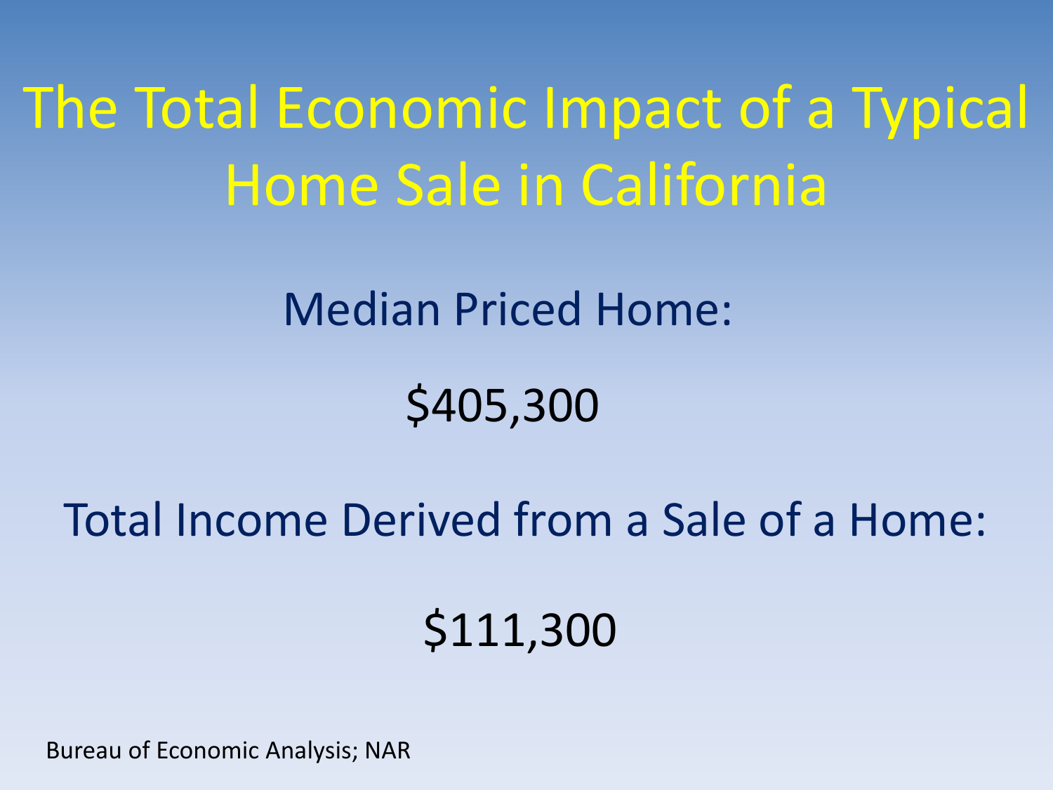# The Total Economic Impact of a Typical Home Sale in California

Median Priced Home:

$405,300

Total Income Derived from a Sale of a Home:

$111,300

Bureau of Economic Analysis; NAR